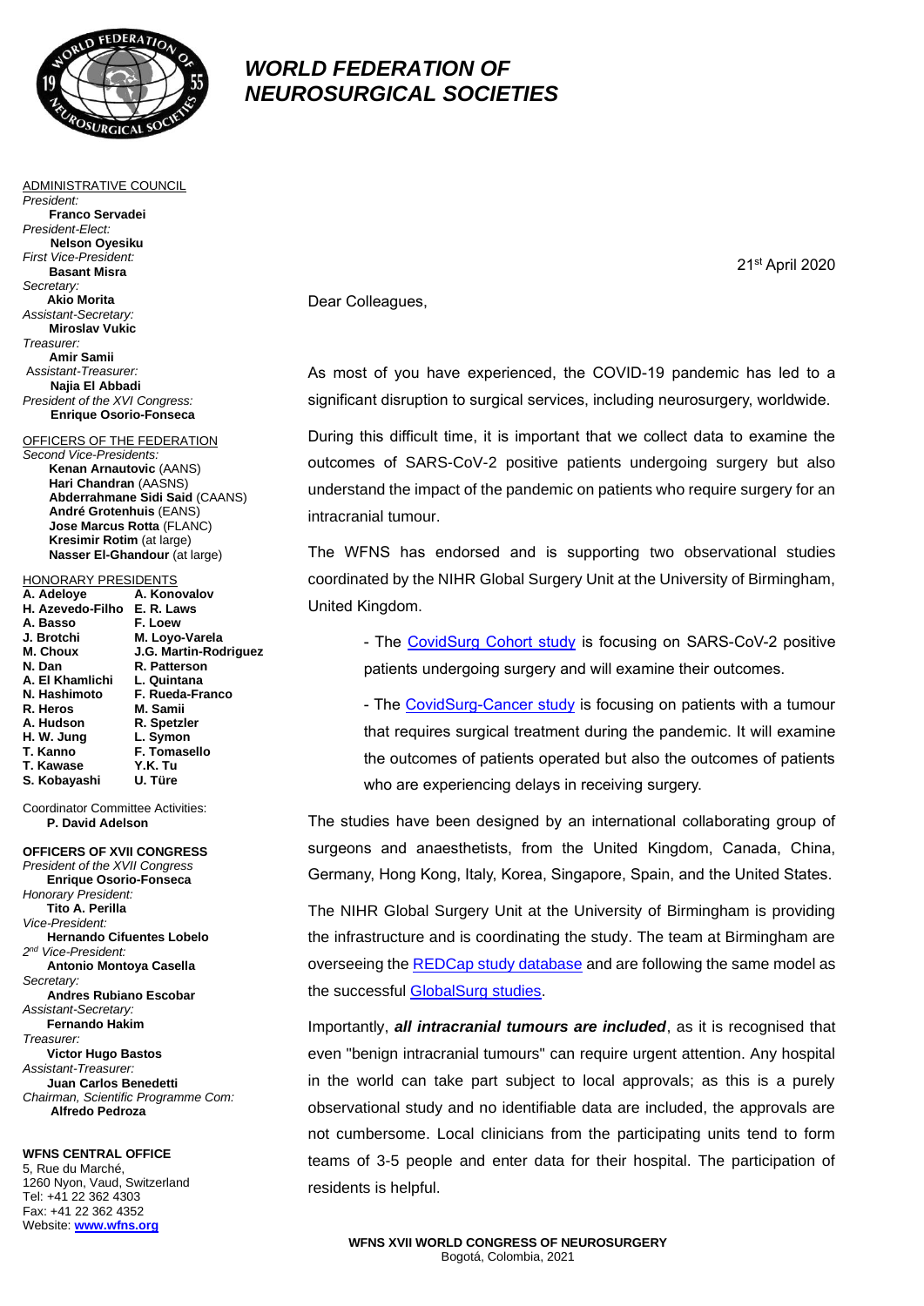# WORLD FEDERATION OF NEUROSURGICAL SOCIETIES

ADMINISTRATIVE COUNCIL

*President:*
**Franco Servadei**
*President-Elect:*
**Nelson Oyesiku**
*First Vice-President:*
**Basant Misra**
*Secretary:*
**Akio Morita**
*Assistant-Secretary:*
**Miroslav Vukic**
*Treasurer:*
**Amir Samii**
*Assistant-Treasurer:*
**Najia El Abbadi**
*President of the XVI Congress:*
**Enrique Osorio-Fonseca**

OFFICERS OF THE FEDERATION

*Second Vice-Presidents:*
**Kenan Arnautovic** (AANS)
**Hari Chandran** (AASNS)
**Abderrahmane Sidi Said** (CAANS)
**André Grotenhuis** (EANS)
**Jose Marcus Rotta** (FLANC)
**Kresimir Rotim** (at large)
**Nasser El-Ghandour** (at large)

HONORARY PRESIDENTS

**A. Adeloye**, **H. Azevedo-Filho**, **A. Basso**, **J. Brotchi**, **M. Choux**, **N. Dan**, **A. El Khamlichi**, **N. Hashimoto**, **R. Heros**, **A. Hudson**, **H. W. Jung**, **T. Kanno**, **T. Kawase**, **S. Kobayashi**, **A. Konovalov**, **E. R. Laws**, **F. Loew**, **M. Loyo-Varela**, **J.G. Martin-Rodriguez**, **R. Patterson**, **L. Quintana**, **F. Rueda-Franco**, **M. Samii**, **R. Spetzler**, **L. Symon**, **F. Tomasello**, **Y.K. Tu**, **U. Türe**

Coordinator Committee Activities:
**P. David Adelson**

**OFFICERS OF XVII CONGRESS**

*President of the XVII Congress*
**Enrique Osorio-Fonseca**
*Honorary President:*
**Tito A. Perilla**
*Vice-President:*
**Hernando Cifuentes Lobelo**
*2nd Vice-President:*
**Antonio Montoya Casella**
*Secretary:*
**Andres Rubiano Escobar**
*Assistant-Secretary:*
**Fernando Hakim**
*Treasurer:*
**Victor Hugo Bastos**
*Assistant-Treasurer:*
**Juan Carlos Benedetti**
*Chairman, Scientific Programme Com:*
**Alfredo Pedroza**

**WFNS CENTRAL OFFICE**
5, Rue du Marché,
1260 Nyon, Vaud, Switzerland
Tel: +41 22 362 4303
Fax: +41 22 362 4352
Website: **www.wfns.org**

---

21st April 2020

Dear Colleagues,

As most of you have experienced, the COVID-19 pandemic has led to a significant disruption to surgical services, including neurosurgery, worldwide.

During this difficult time, it is important that we collect data to examine the outcomes of SARS-CoV-2 positive patients undergoing surgery but also understand the impact of the pandemic on patients who require surgery for an intracranial tumour.

The WFNS has endorsed and is supporting two observational studies coordinated by the NIHR Global Surgery Unit at the University of Birmingham, United Kingdom.

- The CovidSurg Cohort study is focusing on SARS-CoV-2 positive patients undergoing surgery and will examine their outcomes.
- The CovidSurg-Cancer study is focusing on patients with a tumour that requires surgical treatment during the pandemic. It will examine the outcomes of patients operated but also the outcomes of patients who are experiencing delays in receiving surgery.

The studies have been designed by an international collaborating group of surgeons and anaesthetists, from the United Kingdom, Canada, China, Germany, Hong Kong, Italy, Korea, Singapore, Spain, and the United States.

The NIHR Global Surgery Unit at the University of Birmingham is providing the infrastructure and is coordinating the study. The team at Birmingham are overseeing the REDCap study database and are following the same model as the successful GlobalSurg studies.

Importantly, ***all intracranial tumours are included***, as it is recognised that even "benign intracranial tumours" can require urgent attention. Any hospital in the world can take part subject to local approvals; as this is a purely observational study and no identifiable data are included, the approvals are not cumbersome. Local clinicians from the participating units tend to form teams of 3-5 people and enter data for their hospital. The participation of residents is helpful.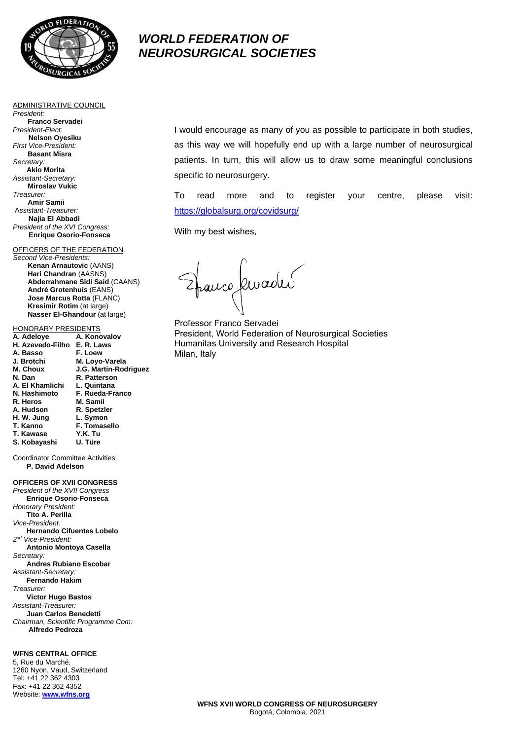# WORLD FEDERATION OF NEUROSURGICAL SOCIETIES

ADMINISTRATIVE COUNCIL

*President:*
**Franco Servadei**
*President-Elect:*
**Nelson Oyesiku**
*First Vice-President:*
**Basant Misra**
*Secretary:*
**Akio Morita**
*Assistant-Secretary:*
**Miroslav Vukic**
*Treasurer:*
**Amir Samii**
*Assistant-Treasurer:*
**Najia El Abbadi**
*President of the XVI Congress:*
**Enrique Osorio-Fonseca**

OFFICERS OF THE FEDERATION

*Second Vice-Presidents:*
**Kenan Arnautovic** (AANS)
**Hari Chandran** (AASNS)
**Abderrahmane Sidi Said** (CAANS)
**André Grotenhuis** (EANS)
**Jose Marcus Rotta** (FLANC)
**Kresimir Rotim** (at large)
**Nasser El-Ghandour** (at large)

HONORARY PRESIDENTS

| | |
|---|---|
| **A. Adeloye** | **A. Konovalov** |
| **H. Azevedo-Filho** | **E. R. Laws** |
| **A. Basso** | **F. Loew** |
| **J. Brotchi** | **M. Loyo-Varela** |
| **M. Choux** | **J.G. Martin-Rodriguez** |
| **N. Dan** | **R. Patterson** |
| **A. El Khamlichi** | **L. Quintana** |
| **N. Hashimoto** | **F. Rueda-Franco** |
| **R. Heros** | **M. Samii** |
| **A. Hudson** | **R. Spetzler** |
| **H. W. Jung** | **L. Symon** |
| **T. Kanno** | **F. Tomasello** |
| **T. Kawase** | **Y.K. Tu** |
| **S. Kobayashi** | **U. Türe** |

Coordinator Committee Activities:
**P. David Adelson**

**OFFICERS OF XVII CONGRESS**

*President of the XVII Congress*
**Enrique Osorio-Fonseca**
*Honorary President:*
**Tito A. Perilla**
*Vice-President:*
**Hernando Cifuentes Lobelo**
*2nd Vice-President:*
**Antonio Montoya Casella**
*Secretary:*
**Andres Rubiano Escobar**
*Assistant-Secretary:*
**Fernando Hakim**
*Treasurer:*
**Victor Hugo Bastos**
*Assistant-Treasurer:*
**Juan Carlos Benedetti**
*Chairman, Scientific Programme Com:*
**Alfredo Pedroza**

**WFNS CENTRAL OFFICE**

5, Rue du Marché,
1260 Nyon, Vaud, Switzerland
Tel: +41 22 362 4303
Fax: +41 22 362 4352
Website: **www.wfns.org**

I would encourage as many of you as possible to participate in both studies, as this way we will hopefully end up with a large number of neurosurgical patients. In turn, this will allow us to draw some meaningful conclusions specific to neurosurgery.

To read more and to register your centre, please visit: https://globalsurg.org/covidsurg/

With my best wishes,

Franco Servadei

Professor Franco Servadei
President, World Federation of Neurosurgical Societies
Humanitas University and Research Hospital
Milan, Italy

**WFNS XVII WORLD CONGRESS OF NEUROSURGERY**
Bogotá, Colombia, 2021